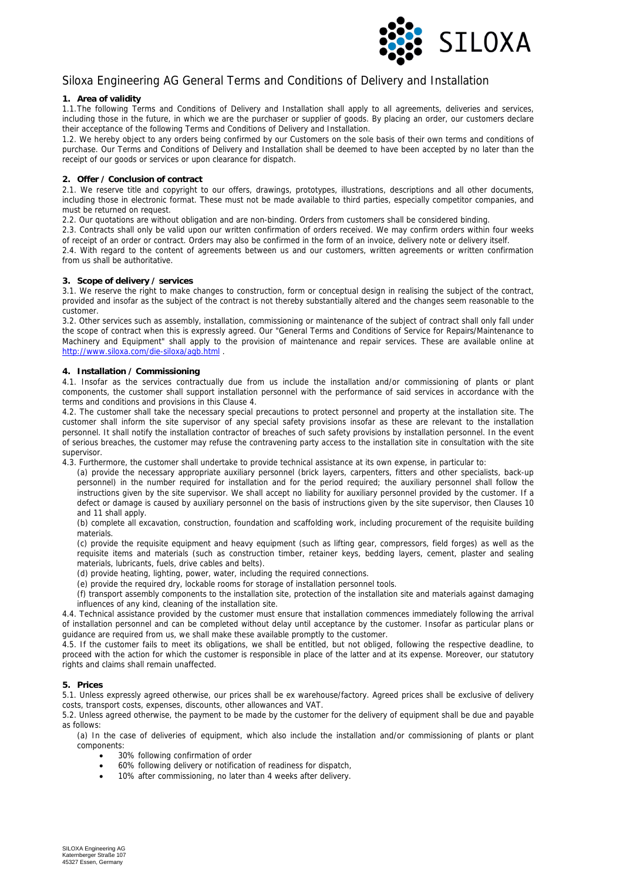# Siloxa Engineering AG General Terms and Conditions of Delivery and Installation

**1. Area of validity**

1.1.The following Terms and Conditions of Delivery and Installation shall apply to all agreements, deliveries and services, including those in the future, in which we are the purchaser or supplier of goods. By placing an order, our customers declare their acceptance of the following Terms and Conditions of Delivery and Installation.

1.2. We hereby object to any orders being confirmed by our Customers on the sole basis of their own terms and conditions of purchase. Our Terms and Conditions of Delivery and Installation shall be deemed to have been accepted by no later than the receipt of our goods or services or upon clearance for dispatch.

**2. Offer / Conclusion of contract**

2.1. We reserve title and copyright to our offers, drawings, prototypes, illustrations, descriptions and all other documents, including those in electronic format. These must not be made available to third parties, especially competitor companies, and must be returned on request.

2.2. Our quotations are without obligation and are non-binding. Orders from customers shall be considered binding.

2.3. Contracts shall only be valid upon our written confirmation of orders received. We may confirm orders within four weeks of receipt of an order or contract. Orders may also be confirmed in the form of an invoice, delivery note or delivery itself.

2.4. With regard to the content of agreements between us and our customers, written agreements or written confirmation from us shall be authoritative.

**3. Scope of delivery / services**

3.1. We reserve the right to make changes to construction, form or conceptual design in realising the subject of the contract, provided and insofar as the subject of the contract is not thereby substantially altered and the changes seem reasonable to the customer.

3.2. Other services such as assembly, installation, commissioning or maintenance of the subject of contract shall only fall under the scope of contract when this is expressly agreed. Our "General Terms and Conditions of Service for Repairs/Maintenance to Machinery and Equipment" shall apply to the provision of maintenance and repair services. These are available online at http://www.siloxa.com/die-siloxa/agb.html .

**4. Installation / Commissioning**

4.1. Insofar as the services contractually due from us include the installation and/or commissioning of plants or plant components, the customer shall support installation personnel with the performance of said services in accordance with the terms and conditions and provisions in this Clause 4.

4.2. The customer shall take the necessary special precautions to protect personnel and property at the installation site. The customer shall inform the site supervisor of any special safety provisions insofar as these are relevant to the installation personnel. It shall notify the installation contractor of breaches of such safety provisions by installation personnel. In the event of serious breaches, the customer may refuse the contravening party access to the installation site in consultation with the site supervisor.

4.3. Furthermore, the customer shall undertake to provide technical assistance at its own expense, in particular to:

(a) provide the necessary appropriate auxiliary personnel (brick layers, carpenters, fitters and other specialists, back-up personnel) in the number required for installation and for the period required; the auxiliary personnel shall follow the instructions given by the site supervisor. We shall accept no liability for auxiliary personnel provided by the customer. If a defect or damage is caused by auxiliary personnel on the basis of instructions given by the site supervisor, then Clauses 10 and 11 shall apply.

(b) complete all excavation, construction, foundation and scaffolding work, including procurement of the requisite building materials.

(c) provide the requisite equipment and heavy equipment (such as lifting gear, compressors, field forges) as well as the requisite items and materials (such as construction timber, retainer keys, bedding layers, cement, plaster and sealing materials, lubricants, fuels, drive cables and belts).

(d) provide heating, lighting, power, water, including the required connections.

(e) provide the required dry, lockable rooms for storage of installation personnel tools.

(f) transport assembly components to the installation site, protection of the installation site and materials against damaging influences of any kind, cleaning of the installation site.

4.4. Technical assistance provided by the customer must ensure that installation commences immediately following the arrival of installation personnel and can be completed without delay until acceptance by the customer. Insofar as particular plans or guidance are required from us, we shall make these available promptly to the customer.

4.5. If the customer fails to meet its obligations, we shall be entitled, but not obliged, following the respective deadline, to proceed with the action for which the customer is responsible in place of the latter and at its expense. Moreover, our statutory rights and claims shall remain unaffected.

**5. Prices**

5.1. Unless expressly agreed otherwise, our prices shall be ex warehouse/factory. Agreed prices shall be exclusive of delivery costs, transport costs, expenses, discounts, other allowances and VAT.

5.2. Unless agreed otherwise, the payment to be made by the customer for the delivery of equipment shall be due and payable as follows:

(a) In the case of deliveries of equipment, which also include the installation and/or commissioning of plants or plant components:

- 30% following confirmation of order
- 60% following delivery or notification of readiness for dispatch,
- 10% after commissioning, no later than 4 weeks after delivery.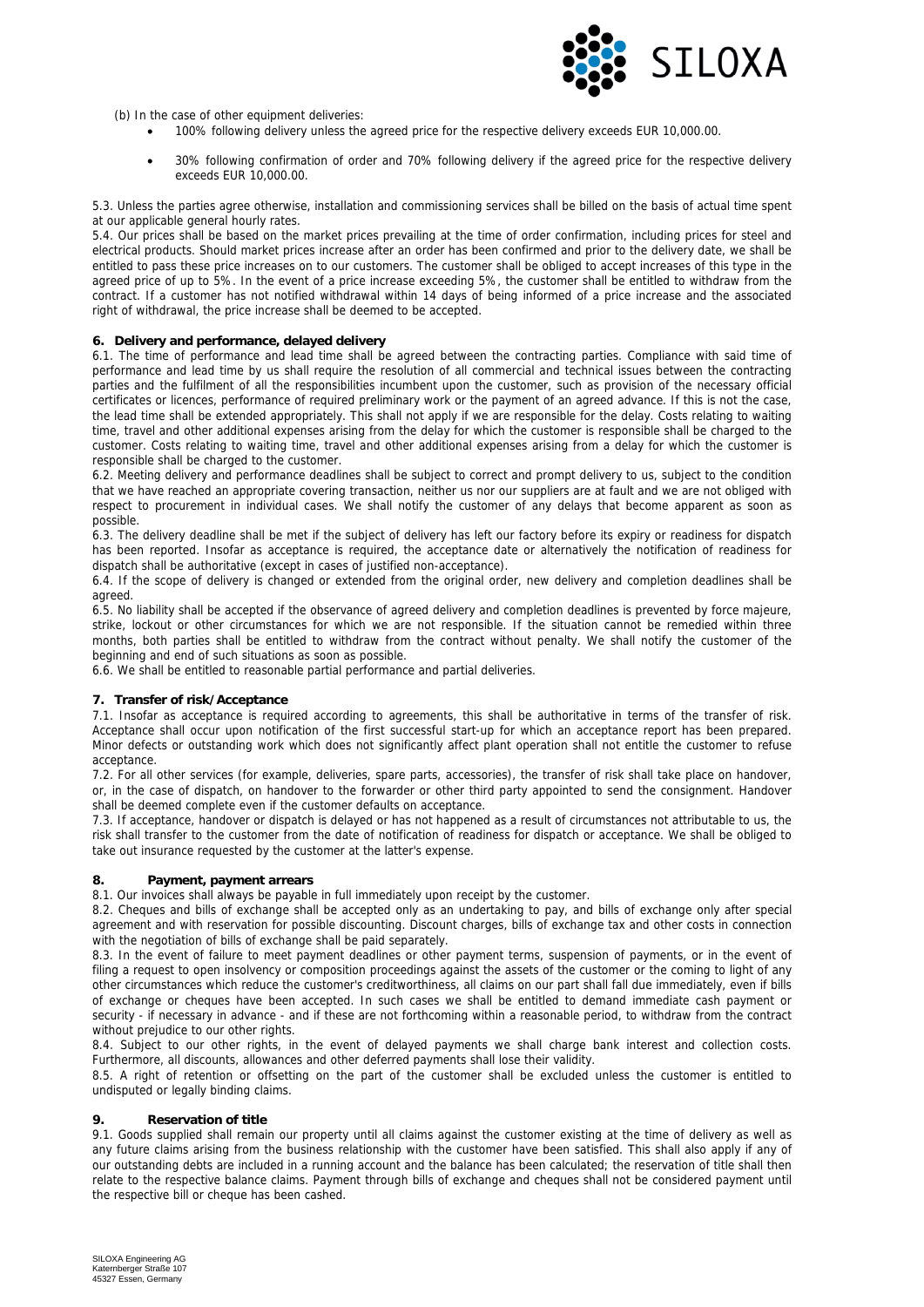(b) In the case of other equipment deliveries:

- 100% following delivery unless the agreed price for the respective delivery exceeds EUR 10,000.00.
- 30% following confirmation of order and 70% following delivery if the agreed price for the respective delivery exceeds EUR 10,000.00.

5.3. Unless the parties agree otherwise, installation and commissioning services shall be billed on the basis of actual time spent at our applicable general hourly rates.

5.4. Our prices shall be based on the market prices prevailing at the time of order confirmation, including prices for steel and electrical products. Should market prices increase after an order has been confirmed and prior to the delivery date, we shall be entitled to pass these price increases on to our customers. The customer shall be obliged to accept increases of this type in the agreed price of up to 5%. In the event of a price increase exceeding 5%, the customer shall be entitled to withdraw from the contract. If a customer has not notified withdrawal within 14 days of being informed of a price increase and the associated right of withdrawal, the price increase shall be deemed to be accepted.

**6. Delivery and performance, delayed delivery**

6.1. The time of performance and lead time shall be agreed between the contracting parties. Compliance with said time of performance and lead time by us shall require the resolution of all commercial and technical issues between the contracting parties and the fulfilment of all the responsibilities incumbent upon the customer, such as provision of the necessary official certificates or licences, performance of required preliminary work or the payment of an agreed advance. If this is not the case, the lead time shall be extended appropriately. This shall not apply if we are responsible for the delay. Costs relating to waiting time, travel and other additional expenses arising from the delay for which the customer is responsible shall be charged to the customer. Costs relating to waiting time, travel and other additional expenses arising from a delay for which the customer is responsible shall be charged to the customer.

6.2. Meeting delivery and performance deadlines shall be subject to correct and prompt delivery to us, subject to the condition that we have reached an appropriate covering transaction, neither us nor our suppliers are at fault and we are not obliged with respect to procurement in individual cases. We shall notify the customer of any delays that become apparent as soon as possible.

6.3. The delivery deadline shall be met if the subject of delivery has left our factory before its expiry or readiness for dispatch has been reported. Insofar as acceptance is required, the acceptance date or alternatively the notification of readiness for dispatch shall be authoritative (except in cases of justified non-acceptance).

6.4. If the scope of delivery is changed or extended from the original order, new delivery and completion deadlines shall be agreed.

6.5. No liability shall be accepted if the observance of agreed delivery and completion deadlines is prevented by force majeure, strike, lockout or other circumstances for which we are not responsible. If the situation cannot be remedied within three months, both parties shall be entitled to withdraw from the contract without penalty. We shall notify the customer of the beginning and end of such situations as soon as possible.

6.6. We shall be entitled to reasonable partial performance and partial deliveries.

**7. Transfer of risk/Acceptance**

7.1. Insofar as acceptance is required according to agreements, this shall be authoritative in terms of the transfer of risk. Acceptance shall occur upon notification of the first successful start-up for which an acceptance report has been prepared. Minor defects or outstanding work which does not significantly affect plant operation shall not entitle the customer to refuse acceptance.

7.2. For all other services (for example, deliveries, spare parts, accessories), the transfer of risk shall take place on handover, or, in the case of dispatch, on handover to the forwarder or other third party appointed to send the consignment. Handover shall be deemed complete even if the customer defaults on acceptance.

7.3. If acceptance, handover or dispatch is delayed or has not happened as a result of circumstances not attributable to us, the risk shall transfer to the customer from the date of notification of readiness for dispatch or acceptance. We shall be obliged to take out insurance requested by the customer at the latter's expense.

**8. Payment, payment arrears**

8.1. Our invoices shall always be payable in full immediately upon receipt by the customer.

8.2. Cheques and bills of exchange shall be accepted only as an undertaking to pay, and bills of exchange only after special agreement and with reservation for possible discounting. Discount charges, bills of exchange tax and other costs in connection with the negotiation of bills of exchange shall be paid separately.

8.3. In the event of failure to meet payment deadlines or other payment terms, suspension of payments, or in the event of filing a request to open insolvency or composition proceedings against the assets of the customer or the coming to light of any other circumstances which reduce the customer's creditworthiness, all claims on our part shall fall due immediately, even if bills of exchange or cheques have been accepted. In such cases we shall be entitled to demand immediate cash payment or security - if necessary in advance - and if these are not forthcoming within a reasonable period, to withdraw from the contract without prejudice to our other rights.

8.4. Subject to our other rights, in the event of delayed payments we shall charge bank interest and collection costs. Furthermore, all discounts, allowances and other deferred payments shall lose their validity.

8.5. A right of retention or offsetting on the part of the customer shall be excluded unless the customer is entitled to undisputed or legally binding claims.

**9. Reservation of title**

9.1. Goods supplied shall remain our property until all claims against the customer existing at the time of delivery as well as any future claims arising from the business relationship with the customer have been satisfied. This shall also apply if any of our outstanding debts are included in a running account and the balance has been calculated; the reservation of title shall then relate to the respective balance claims. Payment through bills of exchange and cheques shall not be considered payment until the respective bill or cheque has been cashed.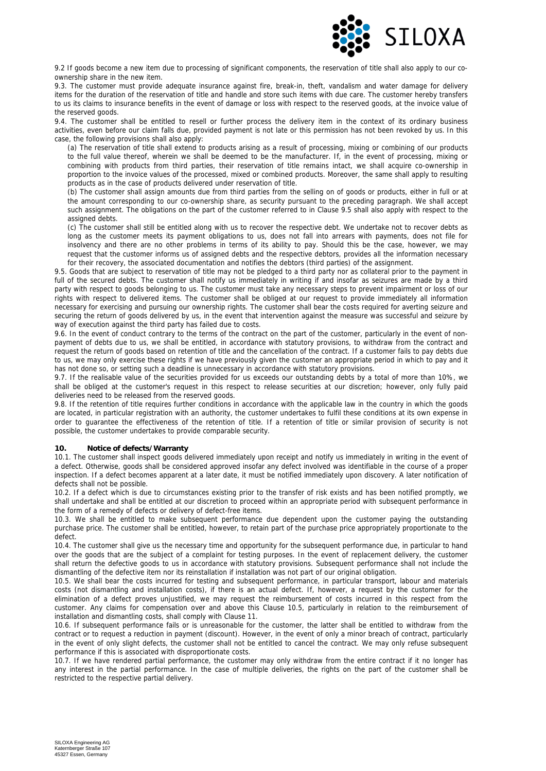9.2 If goods become a new item due to processing of significant components, the reservation of title shall also apply to our co-ownership share in the new item.

9.3. The customer must provide adequate insurance against fire, break-in, theft, vandalism and water damage for delivery items for the duration of the reservation of title and handle and store such items with due care. The customer hereby transfers to us its claims to insurance benefits in the event of damage or loss with respect to the reserved goods, at the invoice value of the reserved goods.

9.4. The customer shall be entitled to resell or further process the delivery item in the context of its ordinary business activities, even before our claim falls due, provided payment is not late or this permission has not been revoked by us. In this case, the following provisions shall also apply:

(a) The reservation of title shall extend to products arising as a result of processing, mixing or combining of our products to the full value thereof, wherein we shall be deemed to be the manufacturer. If, in the event of processing, mixing or combining with products from third parties, their reservation of title remains intact, we shall acquire co-ownership in proportion to the invoice values of the processed, mixed or combined products. Moreover, the same shall apply to resulting products as in the case of products delivered under reservation of title.

(b) The customer shall assign amounts due from third parties from the selling on of goods or products, either in full or at the amount corresponding to our co-ownership share, as security pursuant to the preceding paragraph. We shall accept such assignment. The obligations on the part of the customer referred to in Clause 9.5 shall also apply with respect to the assigned debts.

(c) The customer shall still be entitled along with us to recover the respective debt. We undertake not to recover debts as long as the customer meets its payment obligations to us, does not fall into arrears with payments, does not file for insolvency and there are no other problems in terms of its ability to pay. Should this be the case, however, we may request that the customer informs us of assigned debts and the respective debtors, provides all the information necessary for their recovery, the associated documentation and notifies the debtors (third parties) of the assignment.

9.5. Goods that are subject to reservation of title may not be pledged to a third party nor as collateral prior to the payment in full of the secured debts. The customer shall notify us immediately in writing if and insofar as seizures are made by a third party with respect to goods belonging to us. The customer must take any necessary steps to prevent impairment or loss of our rights with respect to delivered items. The customer shall be obliged at our request to provide immediately all information necessary for exercising and pursuing our ownership rights. The customer shall bear the costs required for averting seizure and securing the return of goods delivered by us, in the event that intervention against the measure was successful and seizure by way of execution against the third party has failed due to costs.

9.6. In the event of conduct contrary to the terms of the contract on the part of the customer, particularly in the event of non-payment of debts due to us, we shall be entitled, in accordance with statutory provisions, to withdraw from the contract and request the return of goods based on retention of title and the cancellation of the contract. If a customer fails to pay debts due to us, we may only exercise these rights if we have previously given the customer an appropriate period in which to pay and it has not done so, or setting such a deadline is unnecessary in accordance with statutory provisions.

9.7. If the realisable value of the securities provided for us exceeds our outstanding debts by a total of more than 10%, we shall be obliged at the customer's request in this respect to release securities at our discretion; however, only fully paid deliveries need to be released from the reserved goods.

9.8. If the retention of title requires further conditions in accordance with the applicable law in the country in which the goods are located, in particular registration with an authority, the customer undertakes to fulfil these conditions at its own expense in order to guarantee the effectiveness of the retention of title. If a retention of title or similar provision of security is not possible, the customer undertakes to provide comparable security.

## 10. Notice of defects/Warranty

10.1. The customer shall inspect goods delivered immediately upon receipt and notify us immediately in writing in the event of a defect. Otherwise, goods shall be considered approved insofar any defect involved was identifiable in the course of a proper inspection. If a defect becomes apparent at a later date, it must be notified immediately upon discovery. A later notification of defects shall not be possible.

10.2. If a defect which is due to circumstances existing prior to the transfer of risk exists and has been notified promptly, we shall undertake and shall be entitled at our discretion to proceed within an appropriate period with subsequent performance in the form of a remedy of defects or delivery of defect-free items.

10.3. We shall be entitled to make subsequent performance due dependent upon the customer paying the outstanding purchase price. The customer shall be entitled, however, to retain part of the purchase price appropriately proportionate to the defect.

10.4. The customer shall give us the necessary time and opportunity for the subsequent performance due, in particular to hand over the goods that are the subject of a complaint for testing purposes. In the event of replacement delivery, the customer shall return the defective goods to us in accordance with statutory provisions. Subsequent performance shall not include the dismantling of the defective item nor its reinstallation if installation was not part of our original obligation.

10.5. We shall bear the costs incurred for testing and subsequent performance, in particular transport, labour and materials costs (not dismantling and installation costs), if there is an actual defect. If, however, a request by the customer for the elimination of a defect proves unjustified, we may request the reimbursement of costs incurred in this respect from the customer. Any claims for compensation over and above this Clause 10.5, particularly in relation to the reimbursement of installation and dismantling costs, shall comply with Clause 11.

10.6. If subsequent performance fails or is unreasonable for the customer, the latter shall be entitled to withdraw from the contract or to request a reduction in payment (discount). However, in the event of only a minor breach of contract, particularly in the event of only slight defects, the customer shall not be entitled to cancel the contract. We may only refuse subsequent performance if this is associated with disproportionate costs.

10.7. If we have rendered partial performance, the customer may only withdraw from the entire contract if it no longer has any interest in the partial performance. In the case of multiple deliveries, the rights on the part of the customer shall be restricted to the respective partial delivery.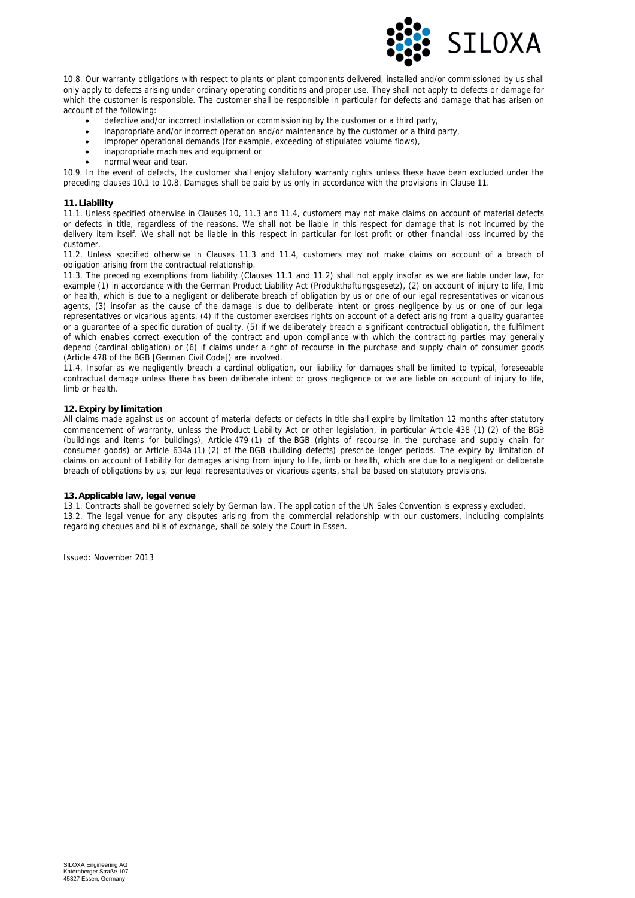10.8. Our warranty obligations with respect to plants or plant components delivered, installed and/or commissioned by us shall only apply to defects arising under ordinary operating conditions and proper use. They shall not apply to defects or damage for which the customer is responsible. The customer shall be responsible in particular for defects and damage that has arisen on account of the following:

- defective and/or incorrect installation or commissioning by the customer or a third party,
- inappropriate and/or incorrect operation and/or maintenance by the customer or a third party,
- improper operational demands (for example, exceeding of stipulated volume flows),
- inappropriate machines and equipment or
- normal wear and tear.

10.9. In the event of defects, the customer shall enjoy statutory warranty rights unless these have been excluded under the preceding clauses 10.1 to 10.8. Damages shall be paid by us only in accordance with the provisions in Clause 11.

**11. Liability**

11.1. Unless specified otherwise in Clauses 10, 11.3 and 11.4, customers may not make claims on account of material defects or defects in title, regardless of the reasons. We shall not be liable in this respect for damage that is not incurred by the delivery item itself. We shall not be liable in this respect in particular for lost profit or other financial loss incurred by the customer.

11.2. Unless specified otherwise in Clauses 11.3 and 11.4, customers may not make claims on account of a breach of obligation arising from the contractual relationship.

11.3. The preceding exemptions from liability (Clauses 11.1 and 11.2) shall not apply insofar as we are liable under law, for example (1) in accordance with the German Product Liability Act (Produkthaftungsgesetz), (2) on account of injury to life, limb or health, which is due to a negligent or deliberate breach of obligation by us or one of our legal representatives or vicarious agents, (3) insofar as the cause of the damage is due to deliberate intent or gross negligence by us or one of our legal representatives or vicarious agents, (4) if the customer exercises rights on account of a defect arising from a quality guarantee or a guarantee of a specific duration of quality, (5) if we deliberately breach a significant contractual obligation, the fulfilment of which enables correct execution of the contract and upon compliance with which the contracting parties may generally depend (cardinal obligation) or (6) if claims under a right of recourse in the purchase and supply chain of consumer goods (Article 478 of the BGB [German Civil Code]) are involved.

11.4. Insofar as we negligently breach a cardinal obligation, our liability for damages shall be limited to typical, foreseeable contractual damage unless there has been deliberate intent or gross negligence or we are liable on account of injury to life, limb or health.

**12. Expiry by limitation**

All claims made against us on account of material defects or defects in title shall expire by limitation 12 months after statutory commencement of warranty, unless the Product Liability Act or other legislation, in particular Article 438 (1) (2) of the BGB (buildings and items for buildings), Article 479 (1) of the BGB (rights of recourse in the purchase and supply chain for consumer goods) or Article 634a (1) (2) of the BGB (building defects) prescribe longer periods. The expiry by limitation of claims on account of liability for damages arising from injury to life, limb or health, which are due to a negligent or deliberate breach of obligations by us, our legal representatives or vicarious agents, shall be based on statutory provisions.

**13. Applicable law, legal venue**

13.1. Contracts shall be governed solely by German law. The application of the UN Sales Convention is expressly excluded.

13.2. The legal venue for any disputes arising from the commercial relationship with our customers, including complaints regarding cheques and bills of exchange, shall be solely the Court in Essen.

Issued: November 2013